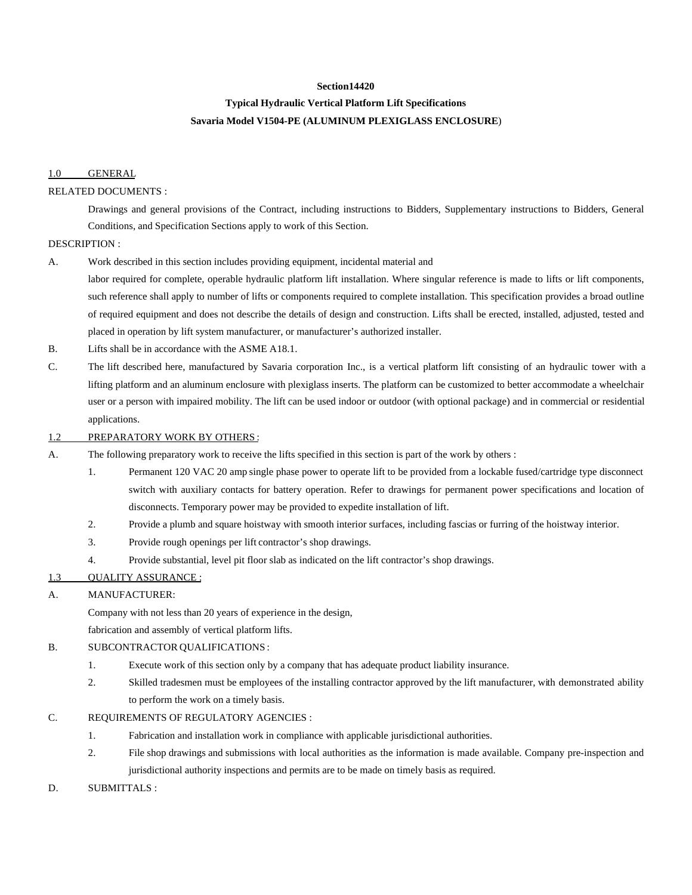**Section14420**

**Typical Hydraulic Vertical Platform Lift Specifications**

**Savaria Model V1504-PE (ALUMINUM PLEXIGLASS ENCLOSURE)**

1.0 GENERAL

RELATED DOCUMENTS :

Drawings and general provisions of the Contract, including instructions to Bidders, Supplementary instructions to Bidders, General Conditions, and Specification Sections apply to work of this Section.

DESCRIPTION :

A. Work described in this section includes providing equipment, incidental material and labor required for complete, operable hydraulic platform lift installation. Where singular reference is made to lifts or lift components, such reference shall apply to number of lifts or components required to complete installation. This specification provides a broad outline of required equipment and does not describe the details of design and construction. Lifts shall be erected, installed, adjusted, tested and placed in operation by lift system manufacturer, or manufacturer's authorized installer.

B. Lifts shall be in accordance with the ASME A18.1.

C. The lift described here, manufactured by Savaria corporation Inc., is a vertical platform lift consisting of an hydraulic tower with a lifting platform and an aluminum enclosure with plexiglass inserts. The platform can be customized to better accommodate a wheelchair user or a person with impaired mobility. The lift can be used indoor or outdoor (with optional package) and in commercial or residential applications.

1.2 PREPARATORY WORK BY OTHERS :

A. The following preparatory work to receive the lifts specified in this section is part of the work by others :

1. Permanent 120 VAC 20 amp single phase power to operate lift to be provided from a lockable fused/cartridge type disconnect switch with auxiliary contacts for battery operation. Refer to drawings for permanent power specifications and location of disconnects. Temporary power may be provided to expedite installation of lift.
2. Provide a plumb and square hoistway with smooth interior surfaces, including fascias or furring of the hoistway interior.
3. Provide rough openings per lift contractor's shop drawings.
4. Provide substantial, level pit floor slab as indicated on the lift contractor's shop drawings.

1.3 QUALITY ASSURANCE :

A. MANUFACTURER:

Company with not less than 20 years of experience in the design, fabrication and assembly of vertical platform lifts.

B. SUBCONTRACTOR QUALIFICATIONS :

1. Execute work of this section only by a company that has adequate product liability insurance.
2. Skilled tradesmen must be employees of the installing contractor approved by the lift manufacturer, with demonstrated ability to perform the work on a timely basis.

C. REQUIREMENTS OF REGULATORY AGENCIES :

1. Fabrication and installation work in compliance with applicable jurisdictional authorities.
2. File shop drawings and submissions with local authorities as the information is made available. Company pre-inspection and jurisdictional authority inspections and permits are to be made on timely basis as required.

D. SUBMITTALS :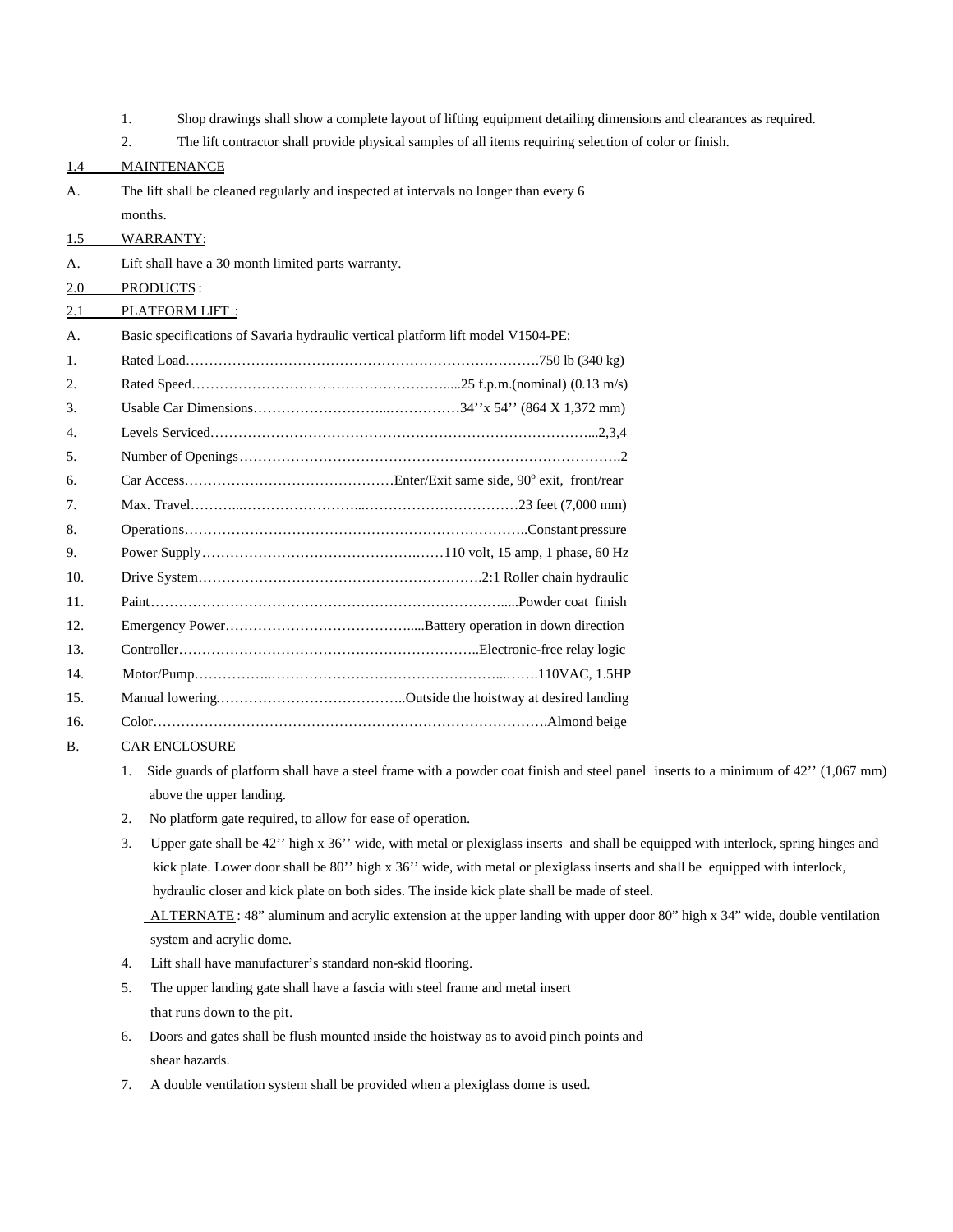1. Shop drawings shall show a complete layout of lifting equipment detailing dimensions and clearances as required.
2. The lift contractor shall provide physical samples of all items requiring selection of color or finish.

1.4 MAINTENANCE

A. The lift shall be cleaned regularly and inspected at intervals no longer than every 6 months.

1.5 WARRANTY:

A. Lift shall have a 30 month limited parts warranty.

2.0 PRODUCTS :

2.1 PLATFORM LIFT :

A. Basic specifications of Savaria hydraulic vertical platform lift model V1504-PE:

1. Rated Load……………………………………………………………………750 lb (340 kg)
2. Rated Speed…………………………………………………....25 f.p.m.(nominal) (0.13 m/s)
3. Usable Car Dimensions………………………...……………34''x 54'' (864 X 1,372 mm)
4. Levels Serviced………………………………………………………………………...2,3,4
5. Number of Openings……………………………………………………………………….2
6. Car Access………………………………………Enter/Exit same side, 90° exit, front/rear
7. Max. Travel………...……………………...……………………………23 feet (7,000 mm)
8. Operations………………………………………………………………..Constant pressure
9. Power Supply…………………………………….……110 volt, 15 amp, 1 phase, 60 Hz
10. Drive System…………………………………………………….2:1 Roller chain hydraulic
11. Paint……………………………………………………………………......Powder coat finish
12. Emergency Power…………………………………......Battery operation in down direction
13. Controller………………………………………………………..Electronic-free relay logic
14. Motor/Pump……………...…………………………………………...…….110VAC, 1.5HP
15. Manual lowering.…………………………………..Outside the hoistway at desired landing
16. Color……………………………………………………………………………….Almond beige

B. CAR ENCLOSURE

1. Side guards of platform shall have a steel frame with a powder coat finish and steel panel inserts to a minimum of 42'' (1,067 mm) above the upper landing.
2. No platform gate required, to allow for ease of operation.
3. Upper gate shall be 42'' high x 36'' wide, with metal or plexiglass inserts and shall be equipped with interlock, spring hinges and kick plate. Lower door shall be 80'' high x 36'' wide, with metal or plexiglass inserts and shall be equipped with interlock, hydraulic closer and kick plate on both sides. The inside kick plate shall be made of steel.

   ALTERNATE : 48" aluminum and acrylic extension at the upper landing with upper door 80" high x 34" wide, double ventilation system and acrylic dome.
4. Lift shall have manufacturer's standard non-skid flooring.
5. The upper landing gate shall have a fascia with steel frame and metal insert that runs down to the pit.
6. Doors and gates shall be flush mounted inside the hoistway as to avoid pinch points and shear hazards.
7. A double ventilation system shall be provided when a plexiglass dome is used.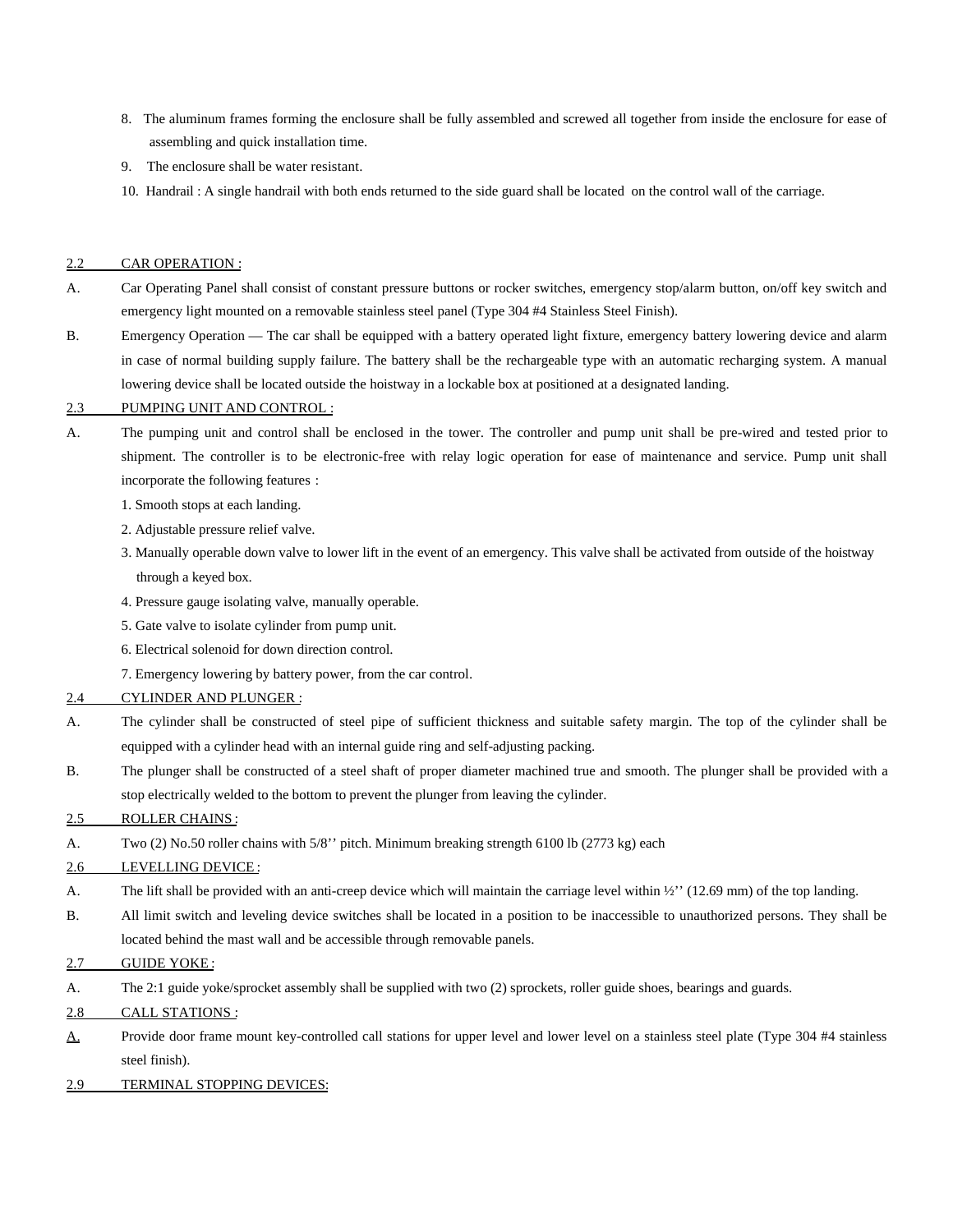8. The aluminum frames forming the enclosure shall be fully assembled and screwed all together from inside the enclosure for ease of assembling and quick installation time.
9. The enclosure shall be water resistant.
10. Handrail : A single handrail with both ends returned to the side guard shall be located on the control wall of the carriage.

## 2.2 CAR OPERATION :

A. Car Operating Panel shall consist of constant pressure buttons or rocker switches, emergency stop/alarm button, on/off key switch and emergency light mounted on a removable stainless steel panel (Type 304 #4 Stainless Steel Finish).

B. Emergency Operation — The car shall be equipped with a battery operated light fixture, emergency battery lowering device and alarm in case of normal building supply failure. The battery shall be the rechargeable type with an automatic recharging system. A manual lowering device shall be located outside the hoistway in a lockable box at positioned at a designated landing.

## 2.3 PUMPING UNIT AND CONTROL :

A. The pumping unit and control shall be enclosed in the tower. The controller and pump unit shall be pre-wired and tested prior to shipment. The controller is to be electronic-free with relay logic operation for ease of maintenance and service. Pump unit shall incorporate the following features :

1. Smooth stops at each landing.
2. Adjustable pressure relief valve.
3. Manually operable down valve to lower lift in the event of an emergency. This valve shall be activated from outside of the hoistway through a keyed box.
4. Pressure gauge isolating valve, manually operable.
5. Gate valve to isolate cylinder from pump unit.
6. Electrical solenoid for down direction control.
7. Emergency lowering by battery power, from the car control.

## 2.4 CYLINDER AND PLUNGER :

A. The cylinder shall be constructed of steel pipe of sufficient thickness and suitable safety margin. The top of the cylinder shall be equipped with a cylinder head with an internal guide ring and self-adjusting packing.

B. The plunger shall be constructed of a steel shaft of proper diameter machined true and smooth. The plunger shall be provided with a stop electrically welded to the bottom to prevent the plunger from leaving the cylinder.

## 2.5 ROLLER CHAINS :

A. Two (2) No.50 roller chains with 5/8’’ pitch. Minimum breaking strength 6100 lb (2773 kg) each

## 2.6 LEVELLING DEVICE :

A. The lift shall be provided with an anti-creep device which will maintain the carriage level within ½’’ (12.69 mm) of the top landing.

B. All limit switch and leveling device switches shall be located in a position to be inaccessible to unauthorized persons. They shall be located behind the mast wall and be accessible through removable panels.

## 2.7 GUIDE YOKE :

A. The 2:1 guide yoke/sprocket assembly shall be supplied with two (2) sprockets, roller guide shoes, bearings and guards.

## 2.8 CALL STATIONS :

A. Provide door frame mount key-controlled call stations for upper level and lower level on a stainless steel plate (Type 304 #4 stainless steel finish).

## 2.9 TERMINAL STOPPING DEVICES: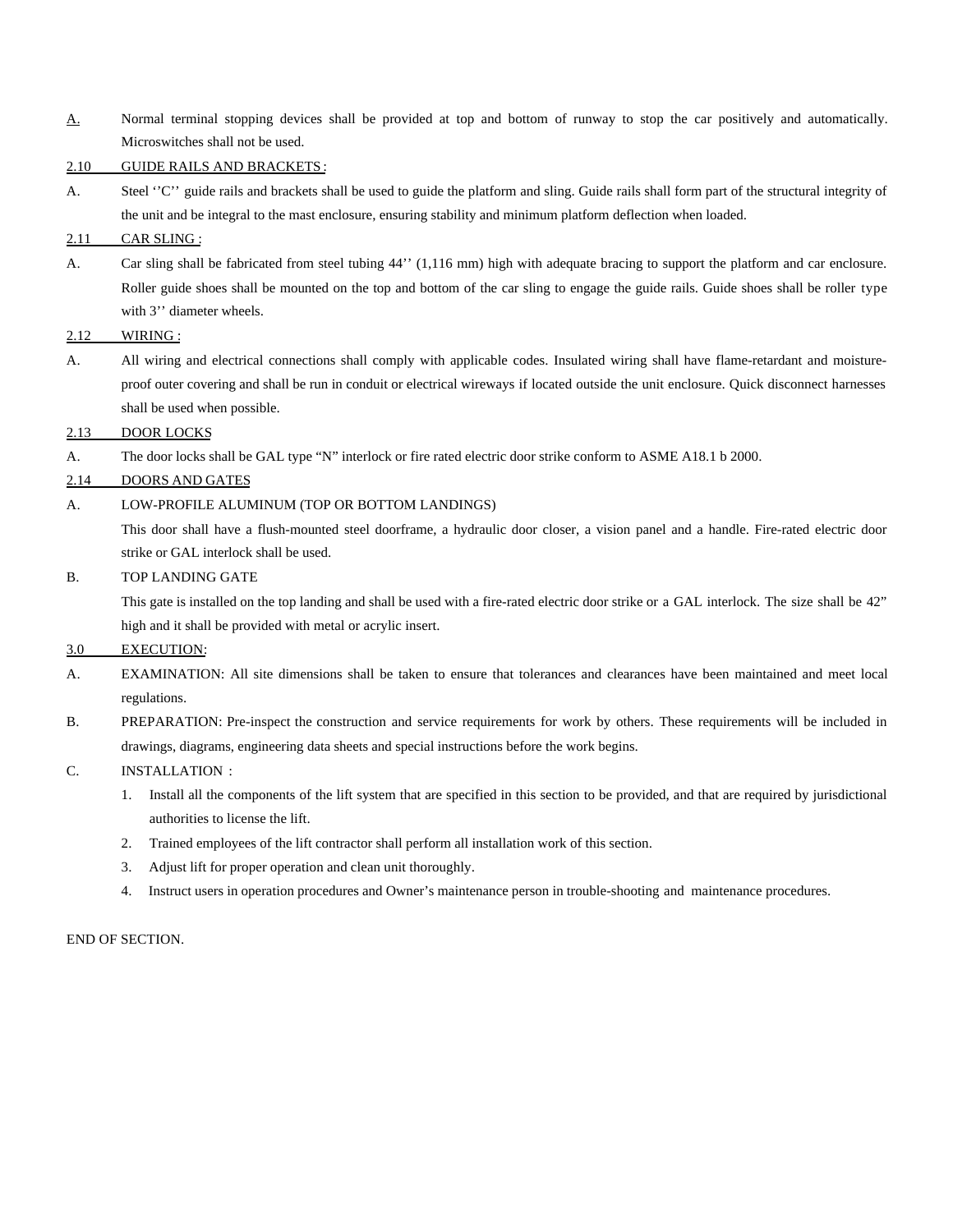A. Normal terminal stopping devices shall be provided at top and bottom of runway to stop the car positively and automatically. Microswitches shall not be used.

2.10 GUIDE RAILS AND BRACKETS :

A. Steel ''C'' guide rails and brackets shall be used to guide the platform and sling. Guide rails shall form part of the structural integrity of the unit and be integral to the mast enclosure, ensuring stability and minimum platform deflection when loaded.

2.11 CAR SLING :

A. Car sling shall be fabricated from steel tubing 44'' (1,116 mm) high with adequate bracing to support the platform and car enclosure. Roller guide shoes shall be mounted on the top and bottom of the car sling to engage the guide rails. Guide shoes shall be roller type with 3'' diameter wheels.

2.12 WIRING :

A. All wiring and electrical connections shall comply with applicable codes. Insulated wiring shall have flame-retardant and moisture-proof outer covering and shall be run in conduit or electrical wireways if located outside the unit enclosure. Quick disconnect harnesses shall be used when possible.

2.13 DOOR LOCKS

A. The door locks shall be GAL type "N" interlock or fire rated electric door strike conform to ASME A18.1 b 2000.

2.14 DOORS AND GATES

A. LOW-PROFILE ALUMINUM (TOP OR BOTTOM LANDINGS)

This door shall have a flush-mounted steel doorframe, a hydraulic door closer, a vision panel and a handle. Fire-rated electric door strike or GAL interlock shall be used.

B. TOP LANDING GATE

This gate is installed on the top landing and shall be used with a fire-rated electric door strike or a GAL interlock. The size shall be 42" high and it shall be provided with metal or acrylic insert.

3.0 EXECUTION:

A. EXAMINATION: All site dimensions shall be taken to ensure that tolerances and clearances have been maintained and meet local regulations.

B. PREPARATION: Pre-inspect the construction and service requirements for work by others. These requirements will be included in drawings, diagrams, engineering data sheets and special instructions before the work begins.

C. INSTALLATION :

1. Install all the components of the lift system that are specified in this section to be provided, and that are required by jurisdictional authorities to license the lift.
2. Trained employees of the lift contractor shall perform all installation work of this section.
3. Adjust lift for proper operation and clean unit thoroughly.
4. Instruct users in operation procedures and Owner's maintenance person in trouble-shooting and maintenance procedures.

END OF SECTION.